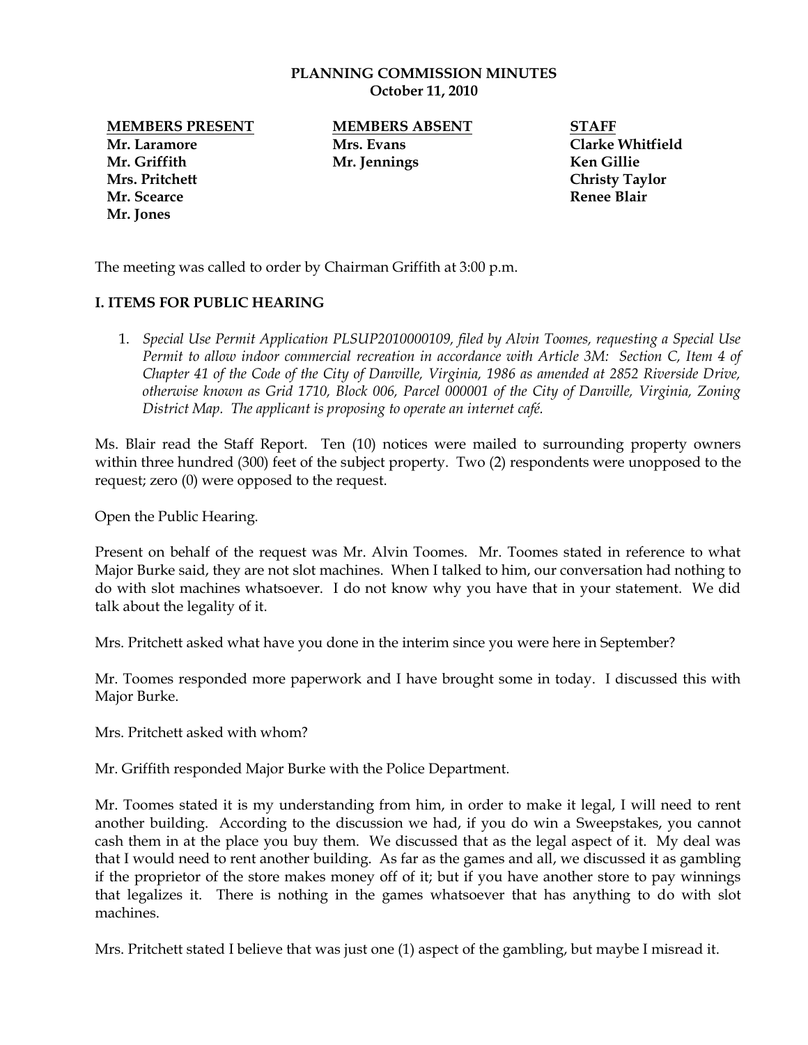**PLANNING COMMISSION MINUTES**
**October 11, 2010**

| MEMBERS PRESENT | MEMBERS ABSENT | STAFF |
|---|---|---|
| Mr. Laramore | Mrs. Evans | Clarke Whitfield |
| Mr. Griffith | Mr. Jennings | Ken Gillie |
| Mrs. Pritchett | | Christy Taylor |
| Mr. Scearce | | Renee Blair |
| Mr. Jones | | |

The meeting was called to order by Chairman Griffith at 3:00 p.m.

## I. ITEMS FOR PUBLIC HEARING

1. *Special Use Permit Application PLSUP2010000109, filed by Alvin Toomes, requesting a Special Use Permit to allow indoor commercial recreation in accordance with Article 3M: Section C, Item 4 of Chapter 41 of the Code of the City of Danville, Virginia, 1986 as amended at 2852 Riverside Drive, otherwise known as Grid 1710, Block 006, Parcel 000001 of the City of Danville, Virginia, Zoning District Map. The applicant is proposing to operate an internet café.*

Ms. Blair read the Staff Report. Ten (10) notices were mailed to surrounding property owners within three hundred (300) feet of the subject property. Two (2) respondents were unopposed to the request; zero (0) were opposed to the request.

Open the Public Hearing.

Present on behalf of the request was Mr. Alvin Toomes. Mr. Toomes stated in reference to what Major Burke said, they are not slot machines. When I talked to him, our conversation had nothing to do with slot machines whatsoever. I do not know why you have that in your statement. We did talk about the legality of it.

Mrs. Pritchett asked what have you done in the interim since you were here in September?

Mr. Toomes responded more paperwork and I have brought some in today. I discussed this with Major Burke.

Mrs. Pritchett asked with whom?

Mr. Griffith responded Major Burke with the Police Department.

Mr. Toomes stated it is my understanding from him, in order to make it legal, I will need to rent another building. According to the discussion we had, if you do win a Sweepstakes, you cannot cash them in at the place you buy them. We discussed that as the legal aspect of it. My deal was that I would need to rent another building. As far as the games and all, we discussed it as gambling if the proprietor of the store makes money off of it; but if you have another store to pay winnings that legalizes it. There is nothing in the games whatsoever that has anything to do with slot machines.

Mrs. Pritchett stated I believe that was just one (1) aspect of the gambling, but maybe I misread it.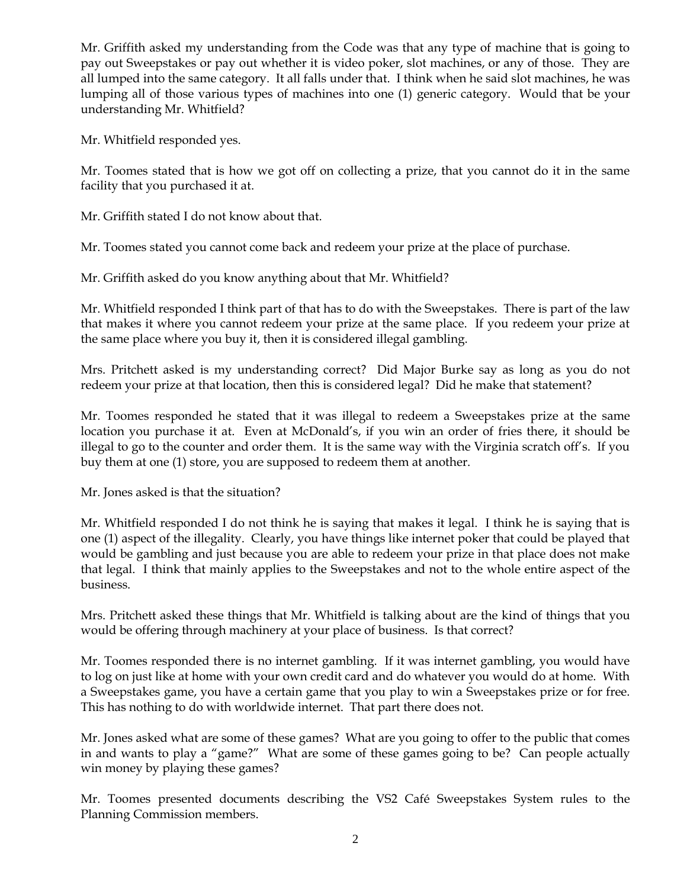Mr. Griffith asked my understanding from the Code was that any type of machine that is going to pay out Sweepstakes or pay out whether it is video poker, slot machines, or any of those. They are all lumped into the same category. It all falls under that. I think when he said slot machines, he was lumping all of those various types of machines into one (1) generic category. Would that be your understanding Mr. Whitfield?

Mr. Whitfield responded yes.

Mr. Toomes stated that is how we got off on collecting a prize, that you cannot do it in the same facility that you purchased it at.

Mr. Griffith stated I do not know about that.

Mr. Toomes stated you cannot come back and redeem your prize at the place of purchase.

Mr. Griffith asked do you know anything about that Mr. Whitfield?

Mr. Whitfield responded I think part of that has to do with the Sweepstakes. There is part of the law that makes it where you cannot redeem your prize at the same place. If you redeem your prize at the same place where you buy it, then it is considered illegal gambling.

Mrs. Pritchett asked is my understanding correct? Did Major Burke say as long as you do not redeem your prize at that location, then this is considered legal? Did he make that statement?

Mr. Toomes responded he stated that it was illegal to redeem a Sweepstakes prize at the same location you purchase it at. Even at McDonald's, if you win an order of fries there, it should be illegal to go to the counter and order them. It is the same way with the Virginia scratch off's. If you buy them at one (1) store, you are supposed to redeem them at another.

Mr. Jones asked is that the situation?

Mr. Whitfield responded I do not think he is saying that makes it legal. I think he is saying that is one (1) aspect of the illegality. Clearly, you have things like internet poker that could be played that would be gambling and just because you are able to redeem your prize in that place does not make that legal. I think that mainly applies to the Sweepstakes and not to the whole entire aspect of the business.

Mrs. Pritchett asked these things that Mr. Whitfield is talking about are the kind of things that you would be offering through machinery at your place of business. Is that correct?

Mr. Toomes responded there is no internet gambling. If it was internet gambling, you would have to log on just like at home with your own credit card and do whatever you would do at home. With a Sweepstakes game, you have a certain game that you play to win a Sweepstakes prize or for free. This has nothing to do with worldwide internet. That part there does not.

Mr. Jones asked what are some of these games? What are you going to offer to the public that comes in and wants to play a "game?" What are some of these games going to be? Can people actually win money by playing these games?

Mr. Toomes presented documents describing the VS2 Café Sweepstakes System rules to the Planning Commission members.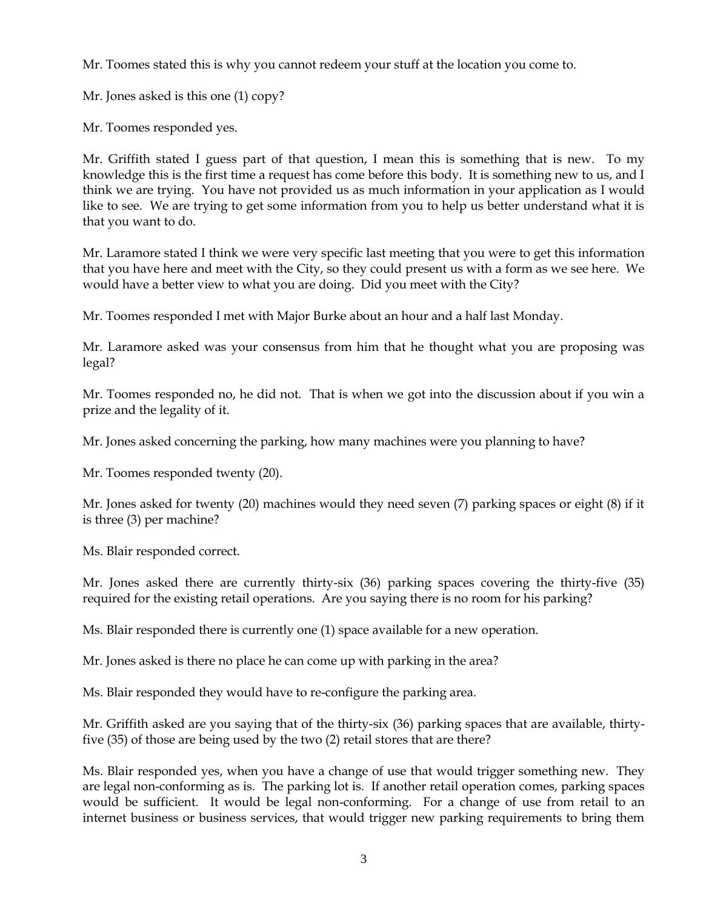Mr. Toomes stated this is why you cannot redeem your stuff at the location you come to.

Mr. Jones asked is this one (1) copy?

Mr. Toomes responded yes.

Mr. Griffith stated I guess part of that question, I mean this is something that is new. To my knowledge this is the first time a request has come before this body. It is something new to us, and I think we are trying. You have not provided us as much information in your application as I would like to see. We are trying to get some information from you to help us better understand what it is that you want to do.

Mr. Laramore stated I think we were very specific last meeting that you were to get this information that you have here and meet with the City, so they could present us with a form as we see here. We would have a better view to what you are doing. Did you meet with the City?

Mr. Toomes responded I met with Major Burke about an hour and a half last Monday.

Mr. Laramore asked was your consensus from him that he thought what you are proposing was legal?

Mr. Toomes responded no, he did not. That is when we got into the discussion about if you win a prize and the legality of it.

Mr. Jones asked concerning the parking, how many machines were you planning to have?

Mr. Toomes responded twenty (20).

Mr. Jones asked for twenty (20) machines would they need seven (7) parking spaces or eight (8) if it is three (3) per machine?

Ms. Blair responded correct.

Mr. Jones asked there are currently thirty-six (36) parking spaces covering the thirty-five (35) required for the existing retail operations. Are you saying there is no room for his parking?

Ms. Blair responded there is currently one (1) space available for a new operation.

Mr. Jones asked is there no place he can come up with parking in the area?

Ms. Blair responded they would have to re-configure the parking area.

Mr. Griffith asked are you saying that of the thirty-six (36) parking spaces that are available, thirty-five (35) of those are being used by the two (2) retail stores that are there?

Ms. Blair responded yes, when you have a change of use that would trigger something new. They are legal non-conforming as is. The parking lot is. If another retail operation comes, parking spaces would be sufficient. It would be legal non-conforming. For a change of use from retail to an internet business or business services, that would trigger new parking requirements to bring them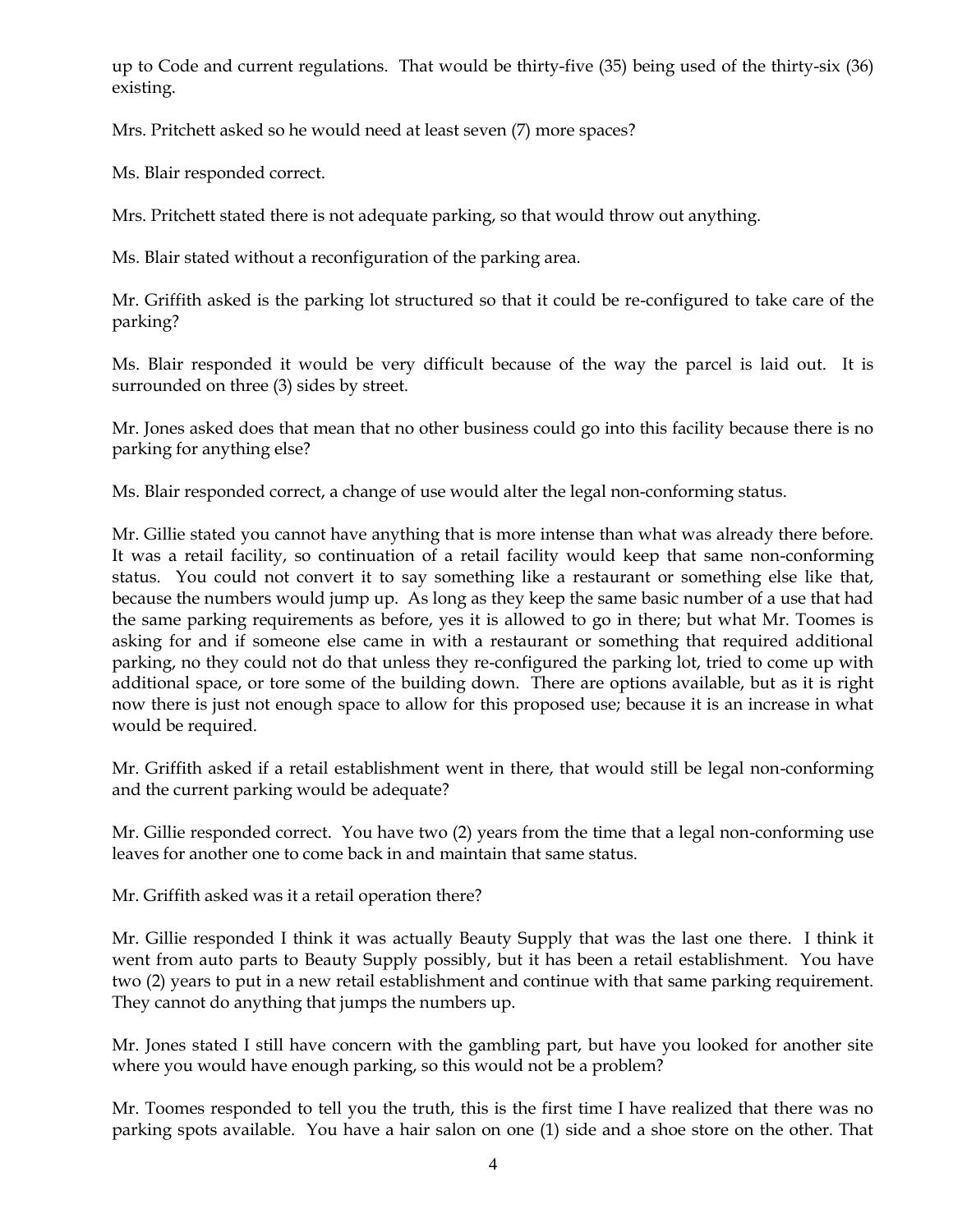up to Code and current regulations. That would be thirty-five (35) being used of the thirty-six (36) existing.

Mrs. Pritchett asked so he would need at least seven (7) more spaces?

Ms. Blair responded correct.

Mrs. Pritchett stated there is not adequate parking, so that would throw out anything.

Ms. Blair stated without a reconfiguration of the parking area.

Mr. Griffith asked is the parking lot structured so that it could be re-configured to take care of the parking?

Ms. Blair responded it would be very difficult because of the way the parcel is laid out. It is surrounded on three (3) sides by street.

Mr. Jones asked does that mean that no other business could go into this facility because there is no parking for anything else?

Ms. Blair responded correct, a change of use would alter the legal non-conforming status.

Mr. Gillie stated you cannot have anything that is more intense than what was already there before. It was a retail facility, so continuation of a retail facility would keep that same non-conforming status. You could not convert it to say something like a restaurant or something else like that, because the numbers would jump up. As long as they keep the same basic number of a use that had the same parking requirements as before, yes it is allowed to go in there; but what Mr. Toomes is asking for and if someone else came in with a restaurant or something that required additional parking, no they could not do that unless they re-configured the parking lot, tried to come up with additional space, or tore some of the building down. There are options available, but as it is right now there is just not enough space to allow for this proposed use; because it is an increase in what would be required.

Mr. Griffith asked if a retail establishment went in there, that would still be legal non-conforming and the current parking would be adequate?

Mr. Gillie responded correct. You have two (2) years from the time that a legal non-conforming use leaves for another one to come back in and maintain that same status.

Mr. Griffith asked was it a retail operation there?

Mr. Gillie responded I think it was actually Beauty Supply that was the last one there. I think it went from auto parts to Beauty Supply possibly, but it has been a retail establishment. You have two (2) years to put in a new retail establishment and continue with that same parking requirement. They cannot do anything that jumps the numbers up.

Mr. Jones stated I still have concern with the gambling part, but have you looked for another site where you would have enough parking, so this would not be a problem?

Mr. Toomes responded to tell you the truth, this is the first time I have realized that there was no parking spots available. You have a hair salon on one (1) side and a shoe store on the other. That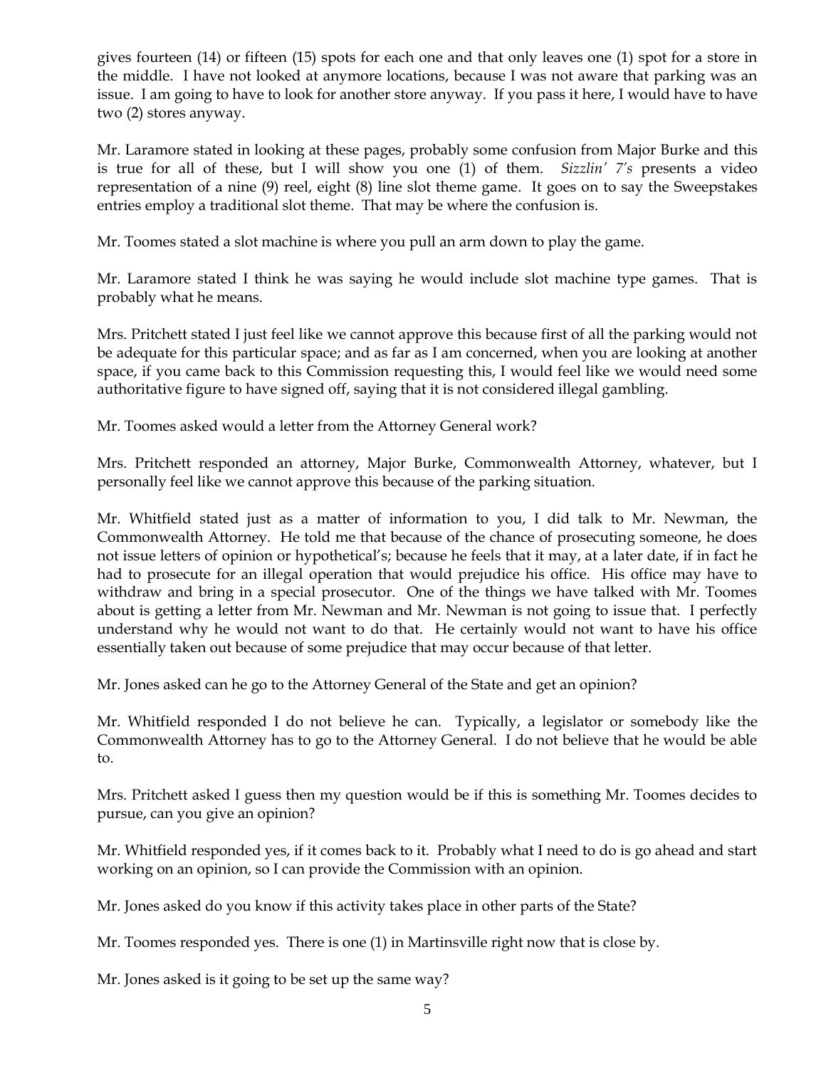gives fourteen (14) or fifteen (15) spots for each one and that only leaves one (1) spot for a store in the middle. I have not looked at anymore locations, because I was not aware that parking was an issue. I am going to have to look for another store anyway. If you pass it here, I would have to have two (2) stores anyway.

Mr. Laramore stated in looking at these pages, probably some confusion from Major Burke and this is true for all of these, but I will show you one (1) of them. *Sizzlin' 7's* presents a video representation of a nine (9) reel, eight (8) line slot theme game. It goes on to say the Sweepstakes entries employ a traditional slot theme. That may be where the confusion is.

Mr. Toomes stated a slot machine is where you pull an arm down to play the game.

Mr. Laramore stated I think he was saying he would include slot machine type games. That is probably what he means.

Mrs. Pritchett stated I just feel like we cannot approve this because first of all the parking would not be adequate for this particular space; and as far as I am concerned, when you are looking at another space, if you came back to this Commission requesting this, I would feel like we would need some authoritative figure to have signed off, saying that it is not considered illegal gambling.

Mr. Toomes asked would a letter from the Attorney General work?

Mrs. Pritchett responded an attorney, Major Burke, Commonwealth Attorney, whatever, but I personally feel like we cannot approve this because of the parking situation.

Mr. Whitfield stated just as a matter of information to you, I did talk to Mr. Newman, the Commonwealth Attorney. He told me that because of the chance of prosecuting someone, he does not issue letters of opinion or hypothetical's; because he feels that it may, at a later date, if in fact he had to prosecute for an illegal operation that would prejudice his office. His office may have to withdraw and bring in a special prosecutor. One of the things we have talked with Mr. Toomes about is getting a letter from Mr. Newman and Mr. Newman is not going to issue that. I perfectly understand why he would not want to do that. He certainly would not want to have his office essentially taken out because of some prejudice that may occur because of that letter.

Mr. Jones asked can he go to the Attorney General of the State and get an opinion?

Mr. Whitfield responded I do not believe he can. Typically, a legislator or somebody like the Commonwealth Attorney has to go to the Attorney General. I do not believe that he would be able to.

Mrs. Pritchett asked I guess then my question would be if this is something Mr. Toomes decides to pursue, can you give an opinion?

Mr. Whitfield responded yes, if it comes back to it. Probably what I need to do is go ahead and start working on an opinion, so I can provide the Commission with an opinion.

Mr. Jones asked do you know if this activity takes place in other parts of the State?

Mr. Toomes responded yes. There is one (1) in Martinsville right now that is close by.

Mr. Jones asked is it going to be set up the same way?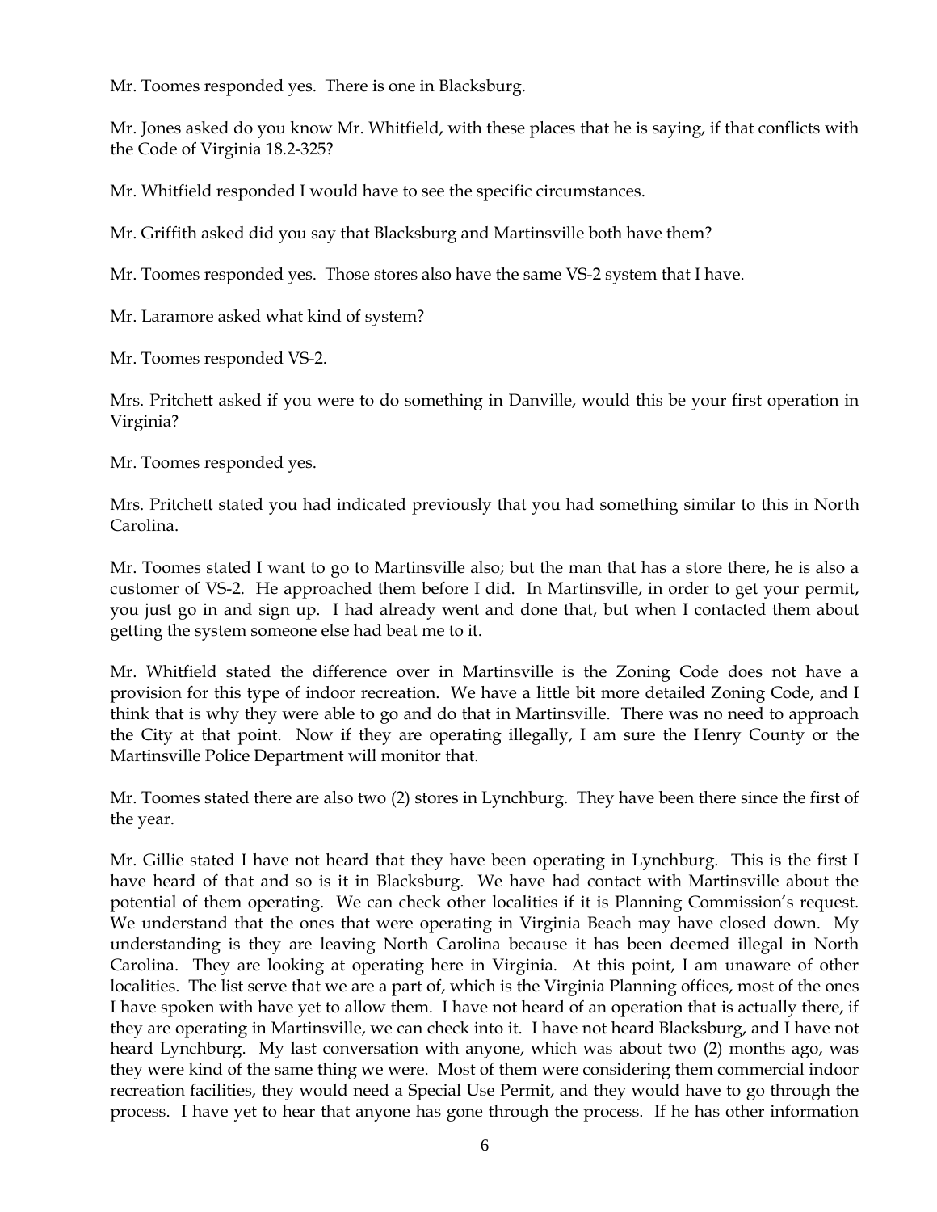Mr. Toomes responded yes. There is one in Blacksburg.

Mr. Jones asked do you know Mr. Whitfield, with these places that he is saying, if that conflicts with the Code of Virginia 18.2-325?

Mr. Whitfield responded I would have to see the specific circumstances.

Mr. Griffith asked did you say that Blacksburg and Martinsville both have them?

Mr. Toomes responded yes. Those stores also have the same VS-2 system that I have.

Mr. Laramore asked what kind of system?

Mr. Toomes responded VS-2.

Mrs. Pritchett asked if you were to do something in Danville, would this be your first operation in Virginia?

Mr. Toomes responded yes.

Mrs. Pritchett stated you had indicated previously that you had something similar to this in North Carolina.

Mr. Toomes stated I want to go to Martinsville also; but the man that has a store there, he is also a customer of VS-2. He approached them before I did. In Martinsville, in order to get your permit, you just go in and sign up. I had already went and done that, but when I contacted them about getting the system someone else had beat me to it.

Mr. Whitfield stated the difference over in Martinsville is the Zoning Code does not have a provision for this type of indoor recreation. We have a little bit more detailed Zoning Code, and I think that is why they were able to go and do that in Martinsville. There was no need to approach the City at that point. Now if they are operating illegally, I am sure the Henry County or the Martinsville Police Department will monitor that.

Mr. Toomes stated there are also two (2) stores in Lynchburg. They have been there since the first of the year.

Mr. Gillie stated I have not heard that they have been operating in Lynchburg. This is the first I have heard of that and so is it in Blacksburg. We have had contact with Martinsville about the potential of them operating. We can check other localities if it is Planning Commission's request. We understand that the ones that were operating in Virginia Beach may have closed down. My understanding is they are leaving North Carolina because it has been deemed illegal in North Carolina. They are looking at operating here in Virginia. At this point, I am unaware of other localities. The list serve that we are a part of, which is the Virginia Planning offices, most of the ones I have spoken with have yet to allow them. I have not heard of an operation that is actually there, if they are operating in Martinsville, we can check into it. I have not heard Blacksburg, and I have not heard Lynchburg. My last conversation with anyone, which was about two (2) months ago, was they were kind of the same thing we were. Most of them were considering them commercial indoor recreation facilities, they would need a Special Use Permit, and they would have to go through the process. I have yet to hear that anyone has gone through the process. If he has other information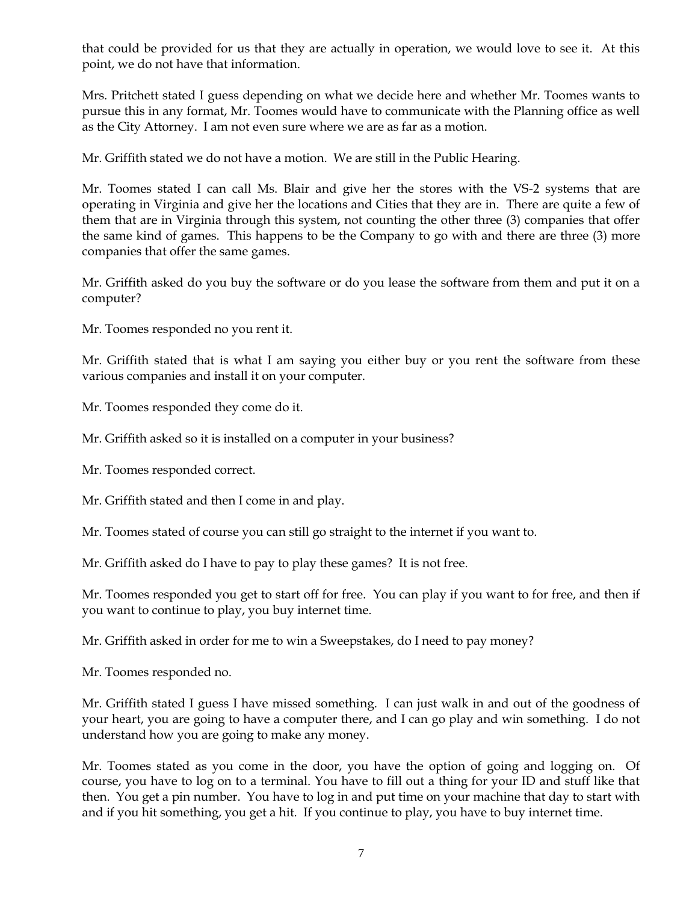that could be provided for us that they are actually in operation, we would love to see it. At this point, we do not have that information.

Mrs. Pritchett stated I guess depending on what we decide here and whether Mr. Toomes wants to pursue this in any format, Mr. Toomes would have to communicate with the Planning office as well as the City Attorney. I am not even sure where we are as far as a motion.

Mr. Griffith stated we do not have a motion. We are still in the Public Hearing.

Mr. Toomes stated I can call Ms. Blair and give her the stores with the VS-2 systems that are operating in Virginia and give her the locations and Cities that they are in. There are quite a few of them that are in Virginia through this system, not counting the other three (3) companies that offer the same kind of games. This happens to be the Company to go with and there are three (3) more companies that offer the same games.

Mr. Griffith asked do you buy the software or do you lease the software from them and put it on a computer?

Mr. Toomes responded no you rent it.

Mr. Griffith stated that is what I am saying you either buy or you rent the software from these various companies and install it on your computer.

Mr. Toomes responded they come do it.

Mr. Griffith asked so it is installed on a computer in your business?

Mr. Toomes responded correct.

Mr. Griffith stated and then I come in and play.

Mr. Toomes stated of course you can still go straight to the internet if you want to.

Mr. Griffith asked do I have to pay to play these games? It is not free.

Mr. Toomes responded you get to start off for free. You can play if you want to for free, and then if you want to continue to play, you buy internet time.

Mr. Griffith asked in order for me to win a Sweepstakes, do I need to pay money?

Mr. Toomes responded no.

Mr. Griffith stated I guess I have missed something. I can just walk in and out of the goodness of your heart, you are going to have a computer there, and I can go play and win something. I do not understand how you are going to make any money.

Mr. Toomes stated as you come in the door, you have the option of going and logging on. Of course, you have to log on to a terminal. You have to fill out a thing for your ID and stuff like that then. You get a pin number. You have to log in and put time on your machine that day to start with and if you hit something, you get a hit. If you continue to play, you have to buy internet time.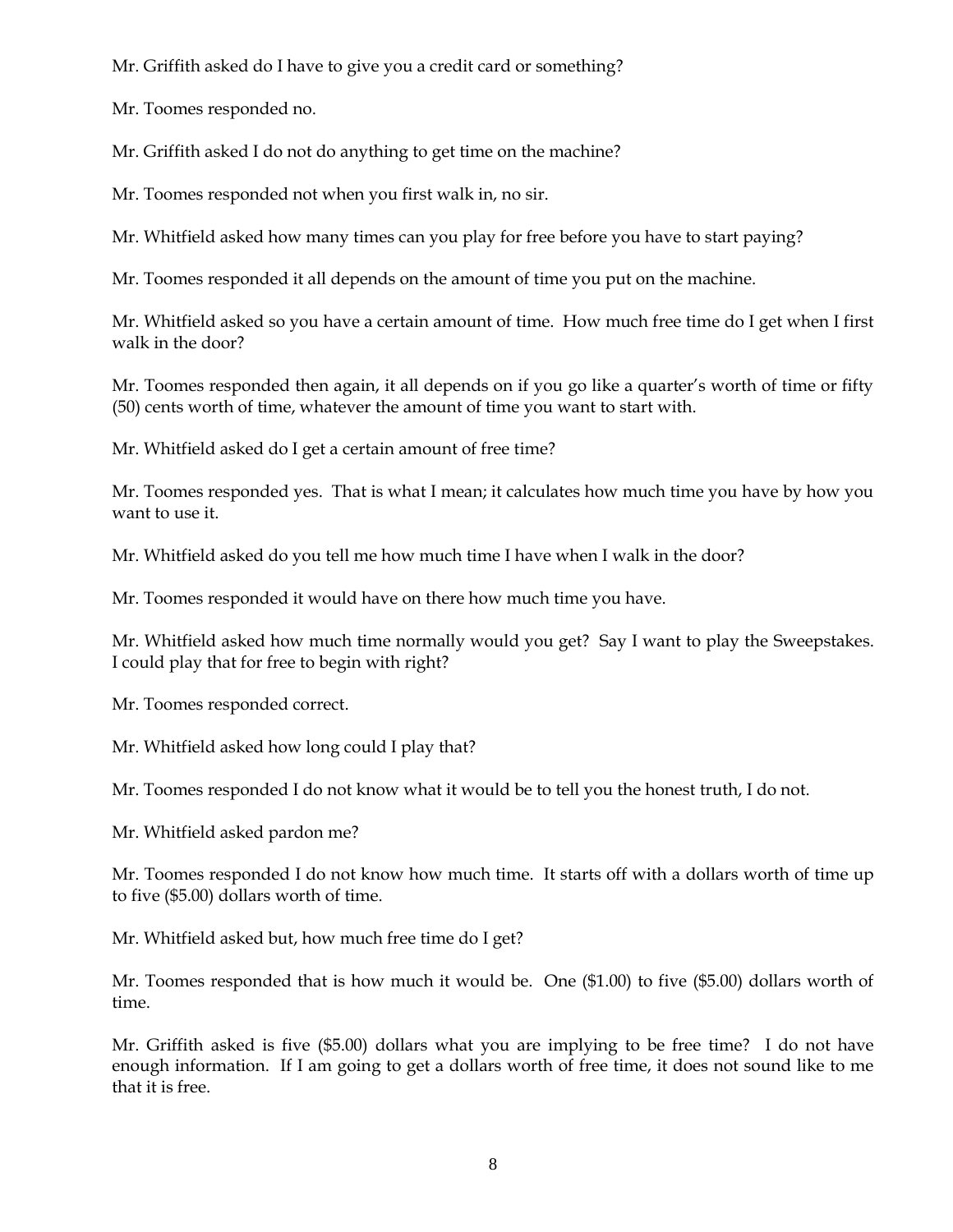Mr. Griffith asked do I have to give you a credit card or something?

Mr. Toomes responded no.

Mr. Griffith asked I do not do anything to get time on the machine?

Mr. Toomes responded not when you first walk in, no sir.

Mr. Whitfield asked how many times can you play for free before you have to start paying?

Mr. Toomes responded it all depends on the amount of time you put on the machine.

Mr. Whitfield asked so you have a certain amount of time. How much free time do I get when I first walk in the door?

Mr. Toomes responded then again, it all depends on if you go like a quarter's worth of time or fifty (50) cents worth of time, whatever the amount of time you want to start with.

Mr. Whitfield asked do I get a certain amount of free time?

Mr. Toomes responded yes. That is what I mean; it calculates how much time you have by how you want to use it.

Mr. Whitfield asked do you tell me how much time I have when I walk in the door?

Mr. Toomes responded it would have on there how much time you have.

Mr. Whitfield asked how much time normally would you get? Say I want to play the Sweepstakes. I could play that for free to begin with right?

Mr. Toomes responded correct.

Mr. Whitfield asked how long could I play that?

Mr. Toomes responded I do not know what it would be to tell you the honest truth, I do not.

Mr. Whitfield asked pardon me?

Mr. Toomes responded I do not know how much time. It starts off with a dollars worth of time up to five ($5.00) dollars worth of time.

Mr. Whitfield asked but, how much free time do I get?

Mr. Toomes responded that is how much it would be. One ($1.00) to five ($5.00) dollars worth of time.

Mr. Griffith asked is five ($5.00) dollars what you are implying to be free time? I do not have enough information. If I am going to get a dollars worth of free time, it does not sound like to me that it is free.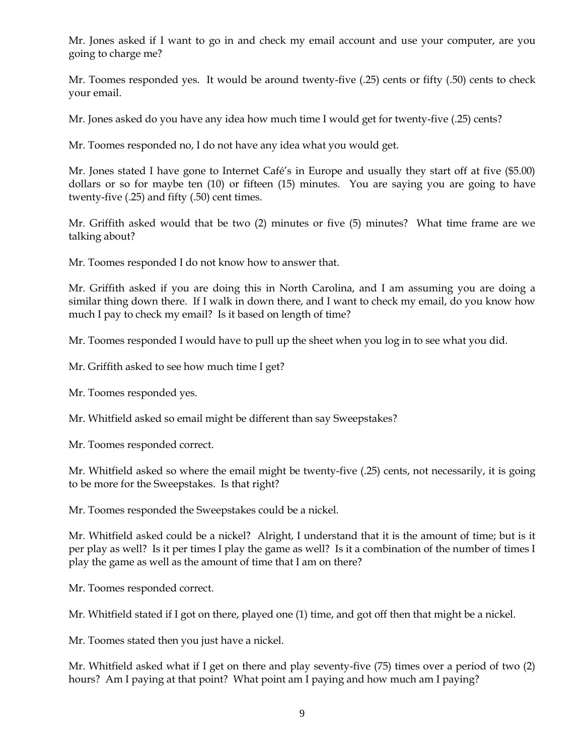Mr. Jones asked if I want to go in and check my email account and use your computer, are you going to charge me?

Mr. Toomes responded yes. It would be around twenty-five (.25) cents or fifty (.50) cents to check your email.

Mr. Jones asked do you have any idea how much time I would get for twenty-five (.25) cents?

Mr. Toomes responded no, I do not have any idea what you would get.

Mr. Jones stated I have gone to Internet Café's in Europe and usually they start off at five ($5.00) dollars or so for maybe ten (10) or fifteen (15) minutes. You are saying you are going to have twenty-five (.25) and fifty (.50) cent times.

Mr. Griffith asked would that be two (2) minutes or five (5) minutes? What time frame are we talking about?

Mr. Toomes responded I do not know how to answer that.

Mr. Griffith asked if you are doing this in North Carolina, and I am assuming you are doing a similar thing down there. If I walk in down there, and I want to check my email, do you know how much I pay to check my email? Is it based on length of time?

Mr. Toomes responded I would have to pull up the sheet when you log in to see what you did.

Mr. Griffith asked to see how much time I get?

Mr. Toomes responded yes.

Mr. Whitfield asked so email might be different than say Sweepstakes?

Mr. Toomes responded correct.

Mr. Whitfield asked so where the email might be twenty-five (.25) cents, not necessarily, it is going to be more for the Sweepstakes. Is that right?

Mr. Toomes responded the Sweepstakes could be a nickel.

Mr. Whitfield asked could be a nickel? Alright, I understand that it is the amount of time; but is it per play as well? Is it per times I play the game as well? Is it a combination of the number of times I play the game as well as the amount of time that I am on there?

Mr. Toomes responded correct.

Mr. Whitfield stated if I got on there, played one (1) time, and got off then that might be a nickel.

Mr. Toomes stated then you just have a nickel.

Mr. Whitfield asked what if I get on there and play seventy-five (75) times over a period of two (2) hours? Am I paying at that point? What point am I paying and how much am I paying?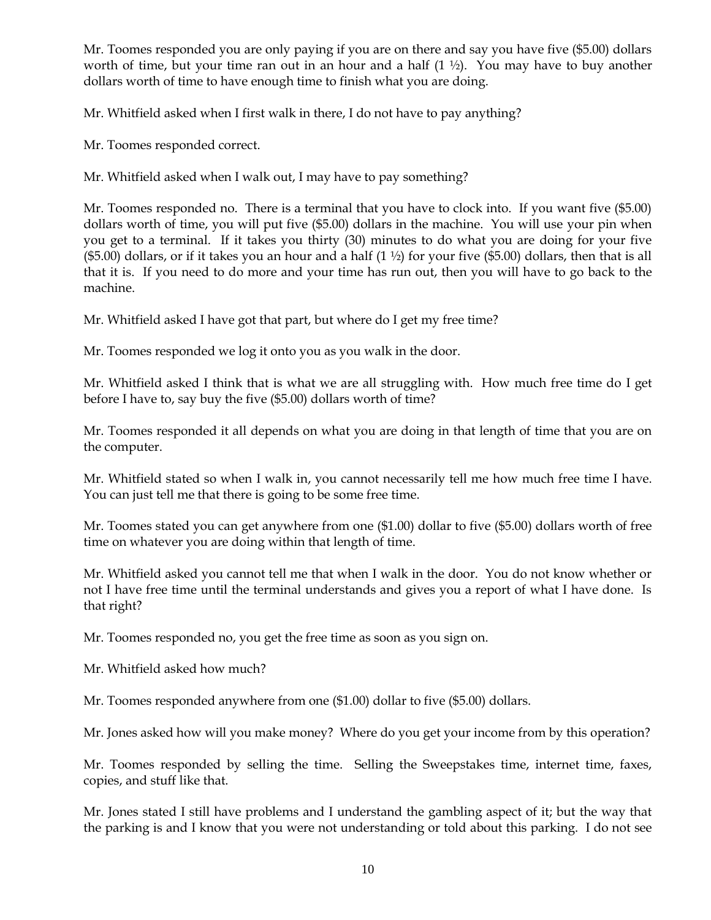Mr. Toomes responded you are only paying if you are on there and say you have five ($5.00) dollars worth of time, but your time ran out in an hour and a half (1 ½). You may have to buy another dollars worth of time to have enough time to finish what you are doing.

Mr. Whitfield asked when I first walk in there, I do not have to pay anything?

Mr. Toomes responded correct.

Mr. Whitfield asked when I walk out, I may have to pay something?

Mr. Toomes responded no. There is a terminal that you have to clock into. If you want five ($5.00) dollars worth of time, you will put five ($5.00) dollars in the machine. You will use your pin when you get to a terminal. If it takes you thirty (30) minutes to do what you are doing for your five ($5.00) dollars, or if it takes you an hour and a half (1 ½) for your five ($5.00) dollars, then that is all that it is. If you need to do more and your time has run out, then you will have to go back to the machine.

Mr. Whitfield asked I have got that part, but where do I get my free time?

Mr. Toomes responded we log it onto you as you walk in the door.

Mr. Whitfield asked I think that is what we are all struggling with. How much free time do I get before I have to, say buy the five ($5.00) dollars worth of time?

Mr. Toomes responded it all depends on what you are doing in that length of time that you are on the computer.

Mr. Whitfield stated so when I walk in, you cannot necessarily tell me how much free time I have. You can just tell me that there is going to be some free time.

Mr. Toomes stated you can get anywhere from one ($1.00) dollar to five ($5.00) dollars worth of free time on whatever you are doing within that length of time.

Mr. Whitfield asked you cannot tell me that when I walk in the door. You do not know whether or not I have free time until the terminal understands and gives you a report of what I have done. Is that right?

Mr. Toomes responded no, you get the free time as soon as you sign on.

Mr. Whitfield asked how much?

Mr. Toomes responded anywhere from one ($1.00) dollar to five ($5.00) dollars.

Mr. Jones asked how will you make money? Where do you get your income from by this operation?

Mr. Toomes responded by selling the time. Selling the Sweepstakes time, internet time, faxes, copies, and stuff like that.

Mr. Jones stated I still have problems and I understand the gambling aspect of it; but the way that the parking is and I know that you were not understanding or told about this parking. I do not see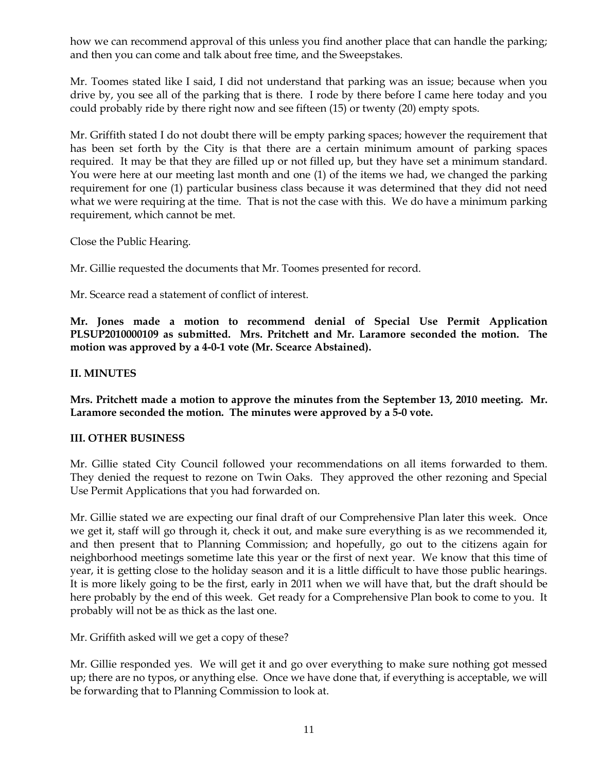how we can recommend approval of this unless you find another place that can handle the parking; and then you can come and talk about free time, and the Sweepstakes.

Mr. Toomes stated like I said, I did not understand that parking was an issue; because when you drive by, you see all of the parking that is there. I rode by there before I came here today and you could probably ride by there right now and see fifteen (15) or twenty (20) empty spots.

Mr. Griffith stated I do not doubt there will be empty parking spaces; however the requirement that has been set forth by the City is that there are a certain minimum amount of parking spaces required. It may be that they are filled up or not filled up, but they have set a minimum standard. You were here at our meeting last month and one (1) of the items we had, we changed the parking requirement for one (1) particular business class because it was determined that they did not need what we were requiring at the time. That is not the case with this. We do have a minimum parking requirement, which cannot be met.

Close the Public Hearing.

Mr. Gillie requested the documents that Mr. Toomes presented for record.

Mr. Scearce read a statement of conflict of interest.

**Mr. Jones made a motion to recommend denial of Special Use Permit Application PLSUP2010000109 as submitted. Mrs. Pritchett and Mr. Laramore seconded the motion. The motion was approved by a 4-0-1 vote (Mr. Scearce Abstained).**

## II. MINUTES

**Mrs. Pritchett made a motion to approve the minutes from the September 13, 2010 meeting. Mr. Laramore seconded the motion. The minutes were approved by a 5-0 vote.**

## III. OTHER BUSINESS

Mr. Gillie stated City Council followed your recommendations on all items forwarded to them. They denied the request to rezone on Twin Oaks. They approved the other rezoning and Special Use Permit Applications that you had forwarded on.

Mr. Gillie stated we are expecting our final draft of our Comprehensive Plan later this week. Once we get it, staff will go through it, check it out, and make sure everything is as we recommended it, and then present that to Planning Commission; and hopefully, go out to the citizens again for neighborhood meetings sometime late this year or the first of next year. We know that this time of year, it is getting close to the holiday season and it is a little difficult to have those public hearings. It is more likely going to be the first, early in 2011 when we will have that, but the draft should be here probably by the end of this week. Get ready for a Comprehensive Plan book to come to you. It probably will not be as thick as the last one.

Mr. Griffith asked will we get a copy of these?

Mr. Gillie responded yes. We will get it and go over everything to make sure nothing got messed up; there are no typos, or anything else. Once we have done that, if everything is acceptable, we will be forwarding that to Planning Commission to look at.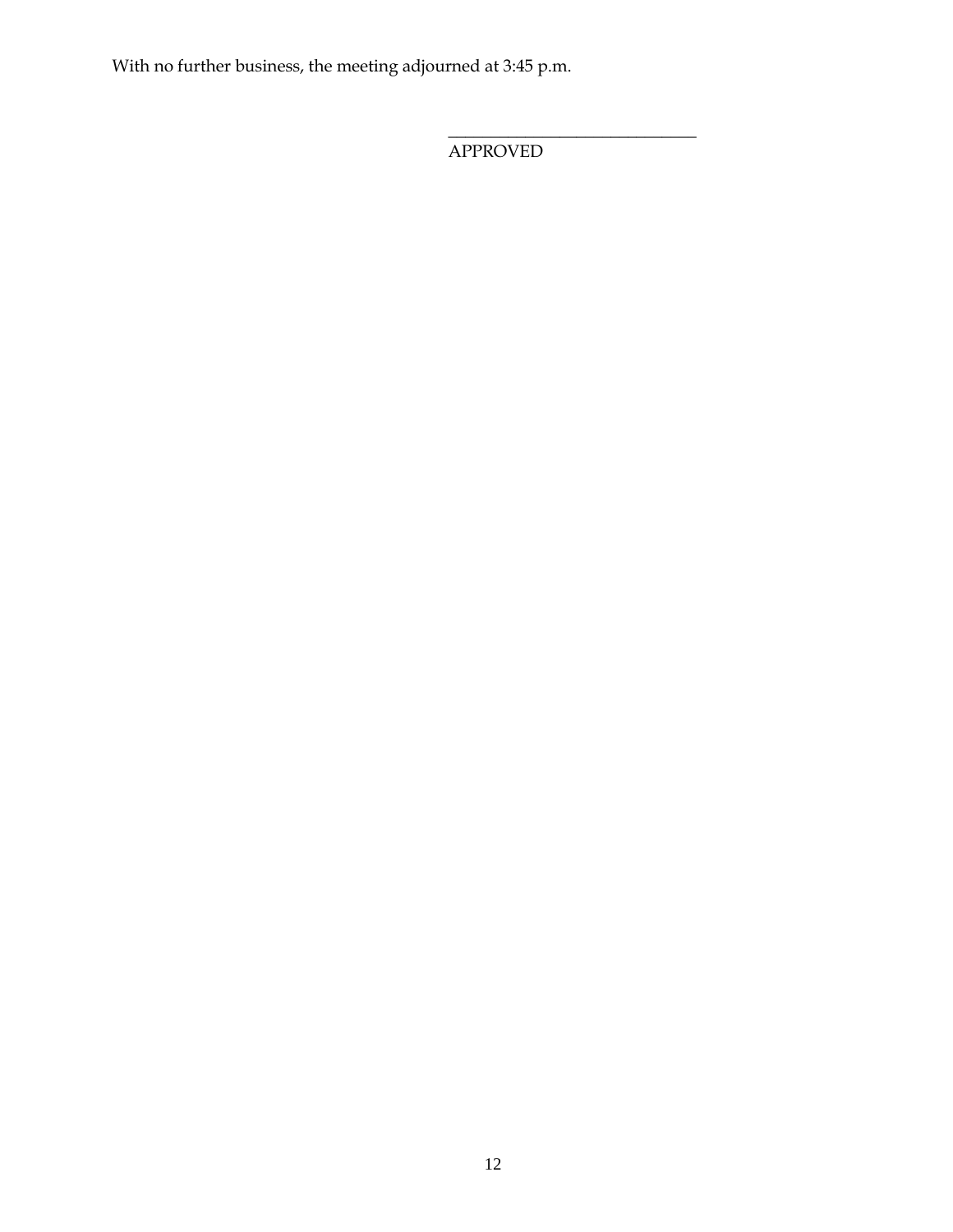With no further business, the meeting adjourned at 3:45 p.m.

______________________________

APPROVED